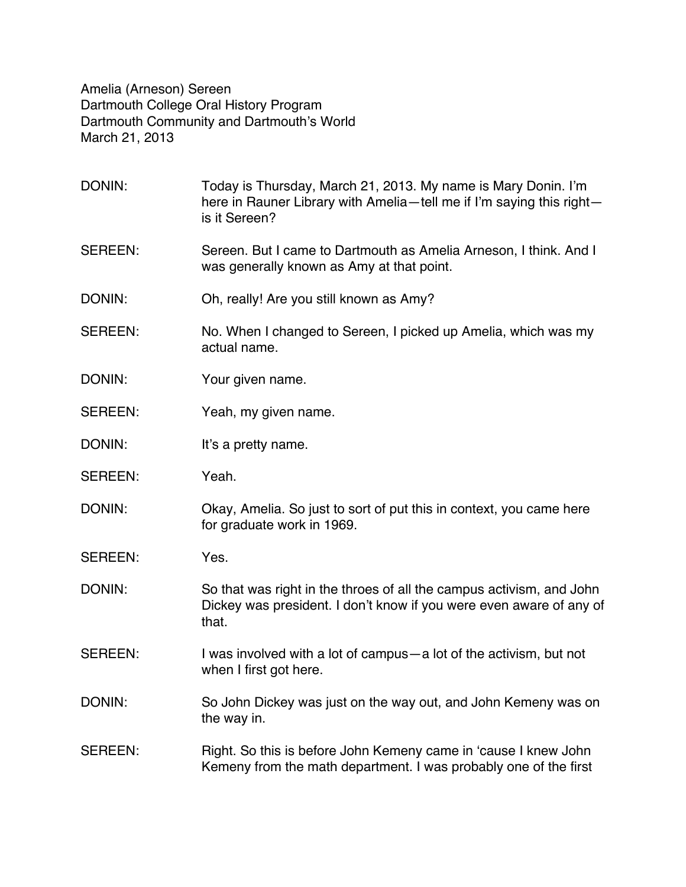Amelia (Arneson) Sereen
Dartmouth College Oral History Program
Dartmouth Community and Dartmouth's World
March 21, 2013

DONIN: Today is Thursday, March 21, 2013. My name is Mary Donin. I'm here in Rauner Library with Amelia—tell me if I'm saying this right—is it Sereen?

SEREEN: Sereen. But I came to Dartmouth as Amelia Arneson, I think. And I was generally known as Amy at that point.

DONIN: Oh, really! Are you still known as Amy?

SEREEN: No. When I changed to Sereen, I picked up Amelia, which was my actual name.

DONIN: Your given name.

SEREEN: Yeah, my given name.

DONIN: It's a pretty name.

SEREEN: Yeah.

DONIN: Okay, Amelia. So just to sort of put this in context, you came here for graduate work in 1969.

SEREEN: Yes.

DONIN: So that was right in the throes of all the campus activism, and John Dickey was president. I don't know if you were even aware of any of that.

SEREEN: I was involved with a lot of campus—a lot of the activism, but not when I first got here.

DONIN: So John Dickey was just on the way out, and John Kemeny was on the way in.

SEREEN: Right. So this is before John Kemeny came in 'cause I knew John Kemeny from the math department. I was probably one of the first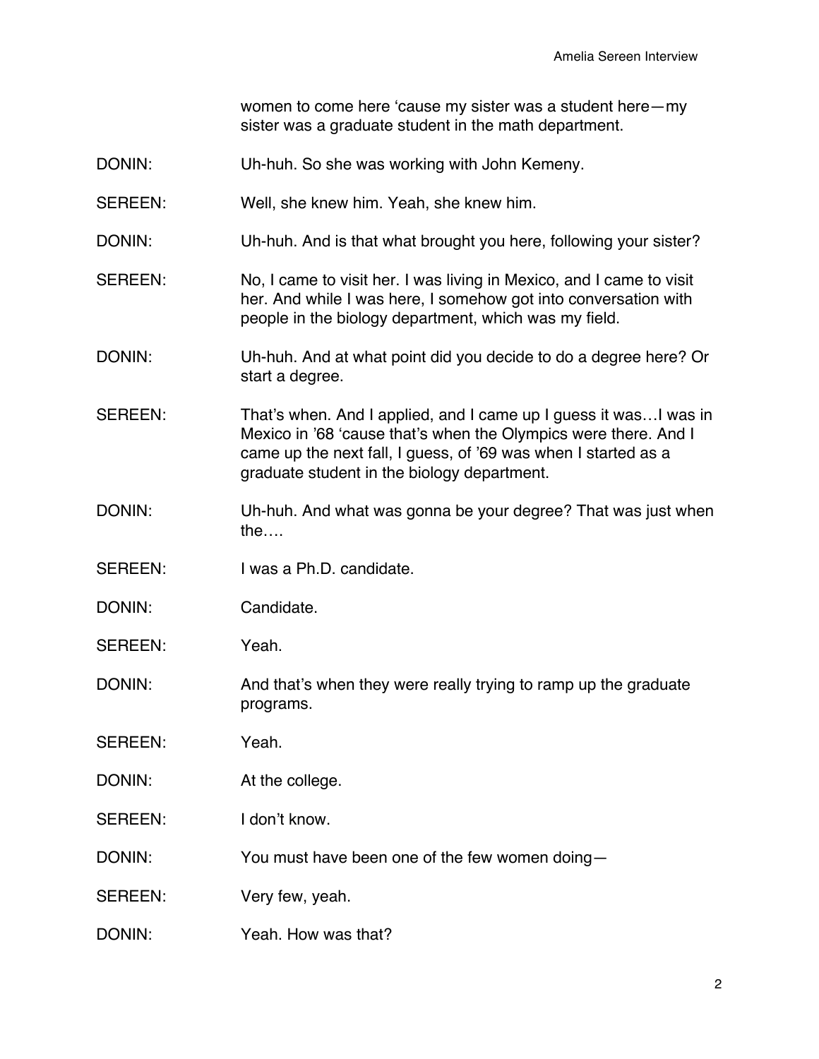women to come here 'cause my sister was a student here—my sister was a graduate student in the math department.

DONIN: Uh-huh. So she was working with John Kemeny.

SEREEN: Well, she knew him. Yeah, she knew him.

DONIN: Uh-huh. And is that what brought you here, following your sister?

SEREEN: No, I came to visit her. I was living in Mexico, and I came to visit her. And while I was here, I somehow got into conversation with people in the biology department, which was my field.

DONIN: Uh-huh. And at what point did you decide to do a degree here? Or start a degree.

SEREEN: That's when. And I applied, and I came up I guess it was…I was in Mexico in '68 'cause that's when the Olympics were there. And I came up the next fall, I guess, of '69 was when I started as a graduate student in the biology department.

DONIN: Uh-huh. And what was gonna be your degree? That was just when the….

SEREEN: I was a Ph.D. candidate.

DONIN: Candidate.

SEREEN: Yeah.

DONIN: And that's when they were really trying to ramp up the graduate programs.

SEREEN: Yeah.

DONIN: At the college.

SEREEN: I don't know.

DONIN: You must have been one of the few women doing—

SEREEN: Very few, yeah.

DONIN: Yeah. How was that?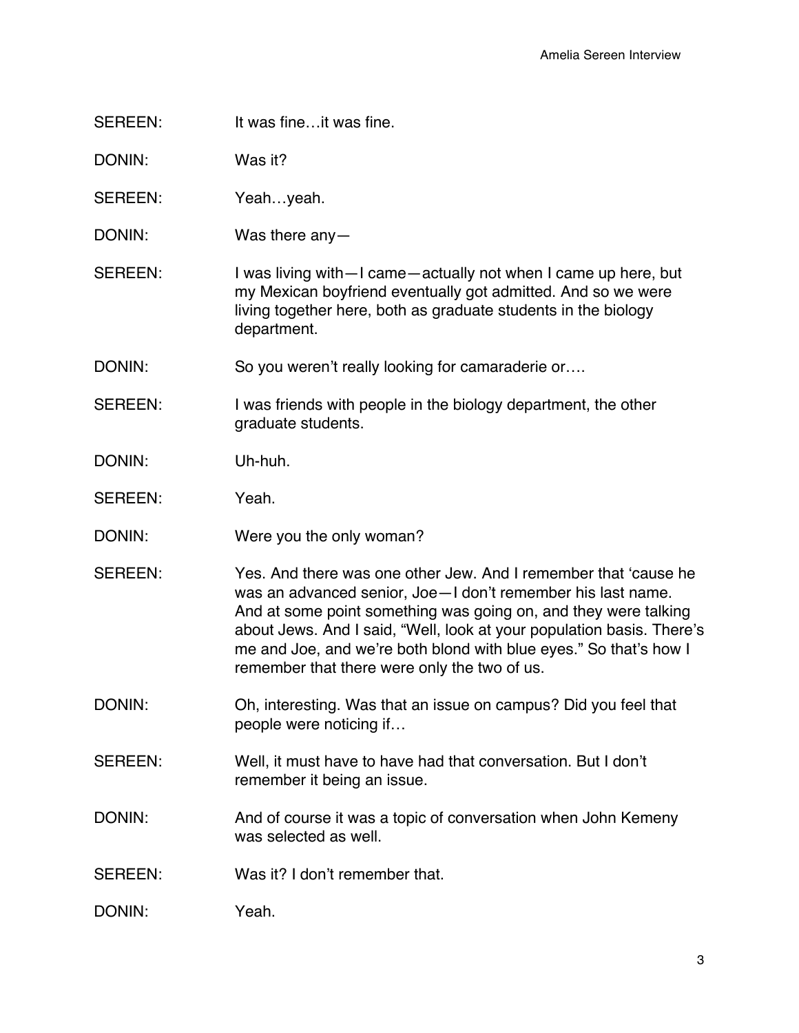SEREEN: It was fine…it was fine.

DONIN: Was it?

SEREEN: Yeah…yeah.

DONIN: Was there any—

SEREEN: I was living with—I came—actually not when I came up here, but my Mexican boyfriend eventually got admitted. And so we were living together here, both as graduate students in the biology department.

DONIN: So you weren't really looking for camaraderie or….

SEREEN: I was friends with people in the biology department, the other graduate students.

DONIN: Uh-huh.

SEREEN: Yeah.

DONIN: Were you the only woman?

SEREEN: Yes. And there was one other Jew. And I remember that 'cause he was an advanced senior, Joe—I don't remember his last name. And at some point something was going on, and they were talking about Jews. And I said, "Well, look at your population basis. There's me and Joe, and we're both blond with blue eyes." So that's how I remember that there were only the two of us.

DONIN: Oh, interesting. Was that an issue on campus? Did you feel that people were noticing if…

SEREEN: Well, it must have to have had that conversation. But I don't remember it being an issue.

DONIN: And of course it was a topic of conversation when John Kemeny was selected as well.

SEREEN: Was it? I don't remember that.

DONIN: Yeah.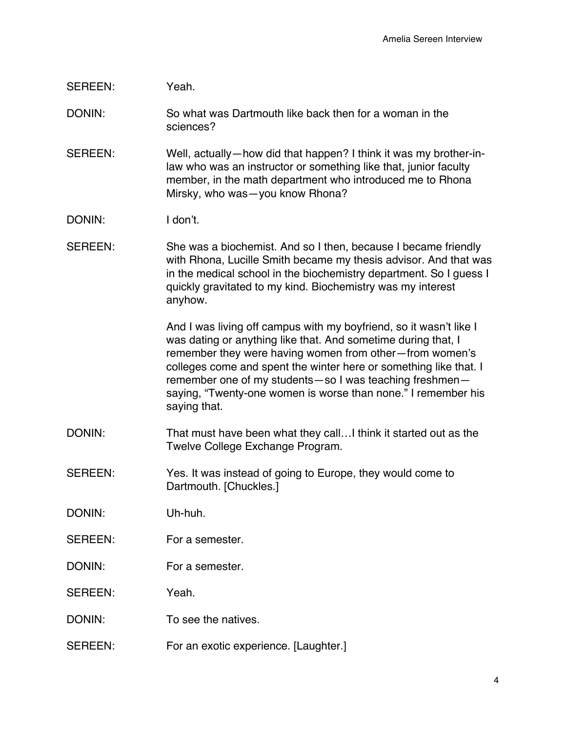SEREEN: Yeah.

DONIN: So what was Dartmouth like back then for a woman in the sciences?

SEREEN: Well, actually—how did that happen? I think it was my brother-in-law who was an instructor or something like that, junior faculty member, in the math department who introduced me to Rhona Mirsky, who was—you know Rhona?

DONIN: I don't.

SEREEN: She was a biochemist. And so I then, because I became friendly with Rhona, Lucille Smith became my thesis advisor. And that was in the medical school in the biochemistry department. So I guess I quickly gravitated to my kind. Biochemistry was my interest anyhow.

And I was living off campus with my boyfriend, so it wasn't like I was dating or anything like that. And sometime during that, I remember they were having women from other—from women's colleges come and spent the winter here or something like that. I remember one of my students—so I was teaching freshmen—saying, "Twenty-one women is worse than none." I remember his saying that.

DONIN: That must have been what they call…I think it started out as the Twelve College Exchange Program.

SEREEN: Yes. It was instead of going to Europe, they would come to Dartmouth. [Chuckles.]

DONIN: Uh-huh.

SEREEN: For a semester.

DONIN: For a semester.

SEREEN: Yeah.

DONIN: To see the natives.

SEREEN: For an exotic experience. [Laughter.]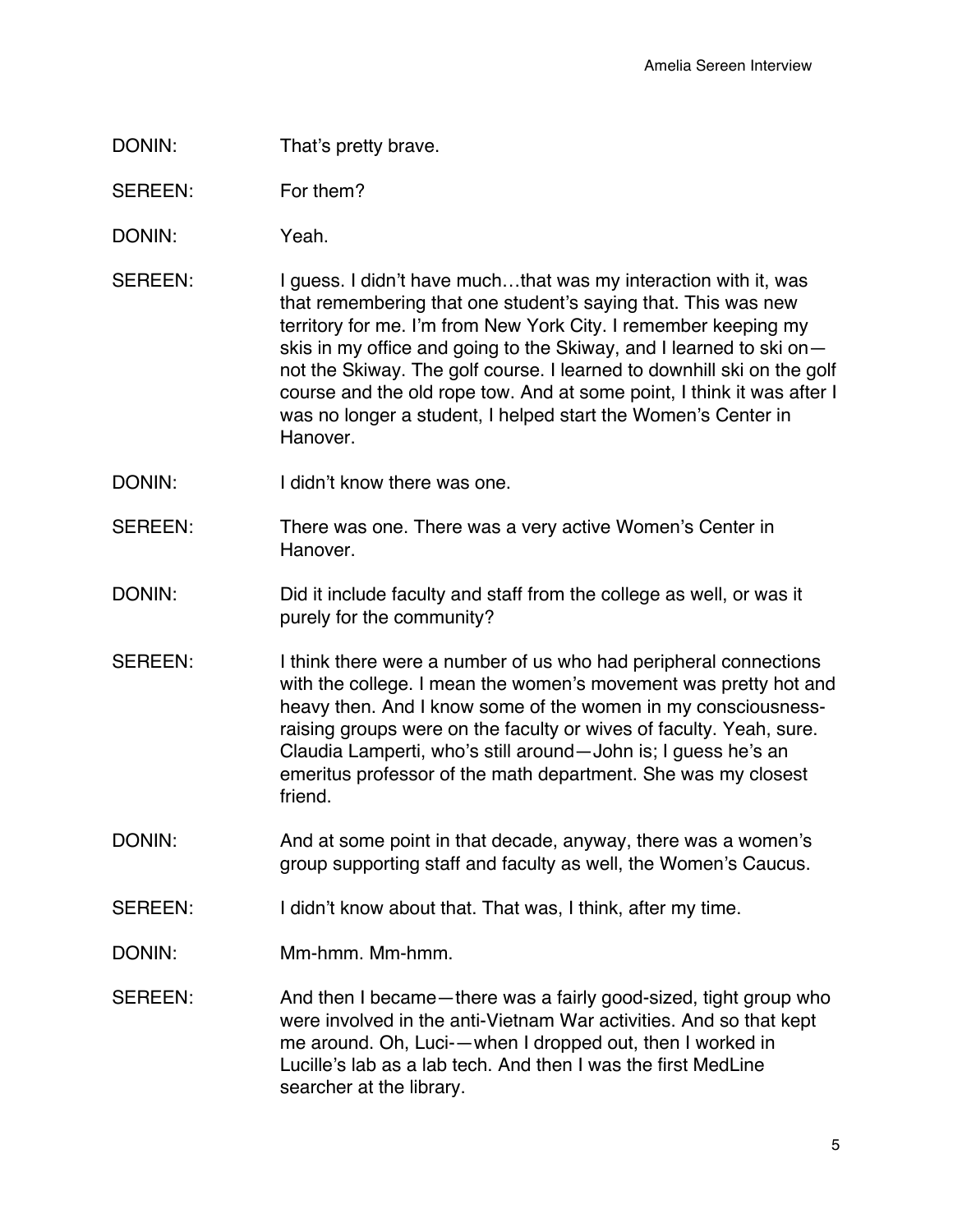DONIN: That's pretty brave.

SEREEN: For them?

DONIN: Yeah.

SEREEN: I guess. I didn't have much…that was my interaction with it, was that remembering that one student's saying that. This was new territory for me. I'm from New York City. I remember keeping my skis in my office and going to the Skiway, and I learned to ski on—not the Skiway. The golf course. I learned to downhill ski on the golf course and the old rope tow. And at some point, I think it was after I was no longer a student, I helped start the Women's Center in Hanover.

DONIN: I didn't know there was one.

SEREEN: There was one. There was a very active Women's Center in Hanover.

DONIN: Did it include faculty and staff from the college as well, or was it purely for the community?

SEREEN: I think there were a number of us who had peripheral connections with the college. I mean the women's movement was pretty hot and heavy then. And I know some of the women in my consciousness-raising groups were on the faculty or wives of faculty. Yeah, sure. Claudia Lamperti, who's still around—John is; I guess he's an emeritus professor of the math department. She was my closest friend.

DONIN: And at some point in that decade, anyway, there was a women's group supporting staff and faculty as well, the Women's Caucus.

SEREEN: I didn't know about that. That was, I think, after my time.

DONIN: Mm-hmm. Mm-hmm.

SEREEN: And then I became—there was a fairly good-sized, tight group who were involved in the anti-Vietnam War activities. And so that kept me around. Oh, Luci-—when I dropped out, then I worked in Lucille's lab as a lab tech. And then I was the first MedLine searcher at the library.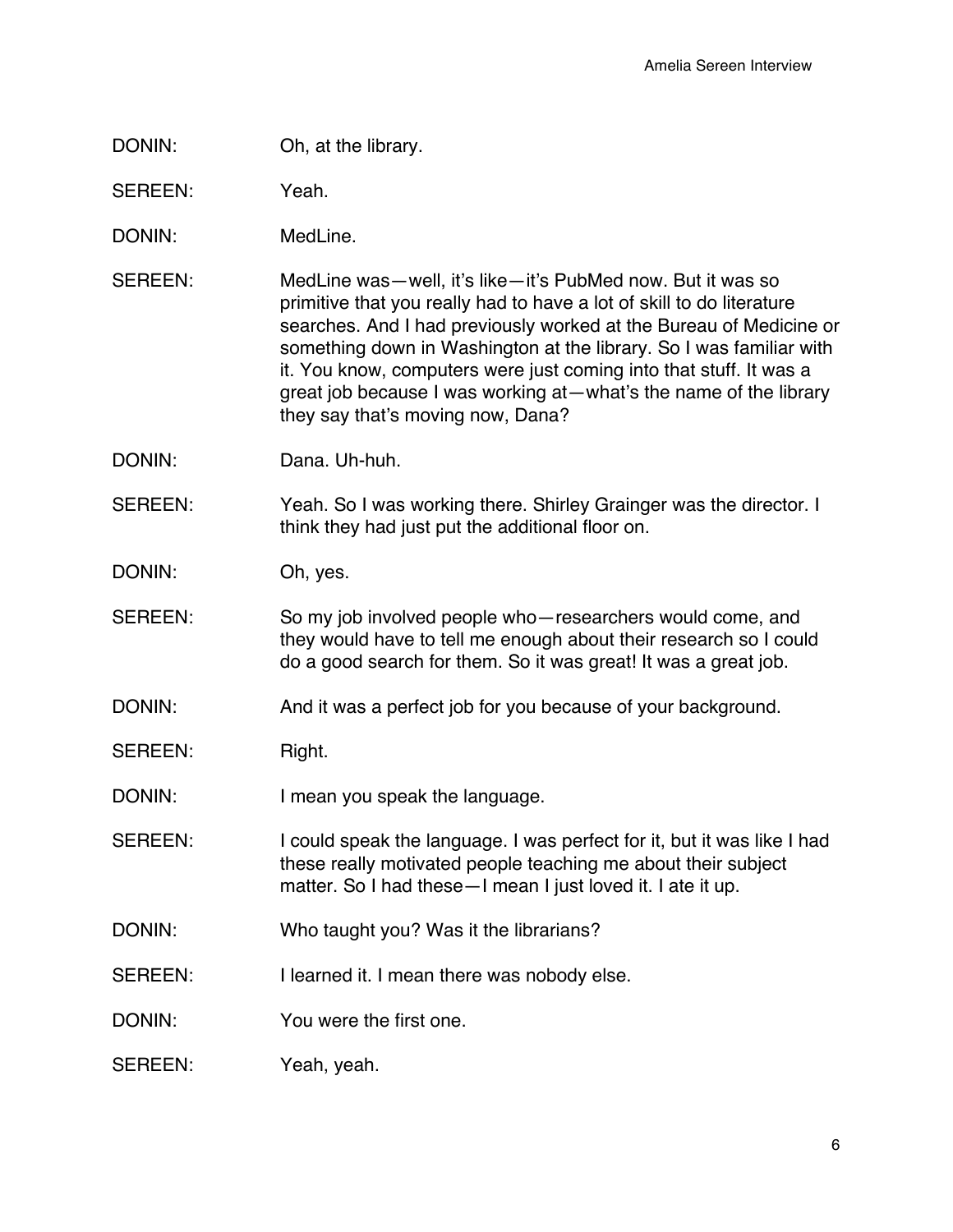DONIN: Oh, at the library.

SEREEN: Yeah.

DONIN: MedLine.

SEREEN: MedLine was—well, it's like—it's PubMed now. But it was so primitive that you really had to have a lot of skill to do literature searches. And I had previously worked at the Bureau of Medicine or something down in Washington at the library. So I was familiar with it. You know, computers were just coming into that stuff. It was a great job because I was working at—what's the name of the library they say that's moving now, Dana?

DONIN: Dana. Uh-huh.

SEREEN: Yeah. So I was working there. Shirley Grainger was the director. I think they had just put the additional floor on.

DONIN: Oh, yes.

SEREEN: So my job involved people who—researchers would come, and they would have to tell me enough about their research so I could do a good search for them. So it was great! It was a great job.

DONIN: And it was a perfect job for you because of your background.

SEREEN: Right.

DONIN: I mean you speak the language.

SEREEN: I could speak the language. I was perfect for it, but it was like I had these really motivated people teaching me about their subject matter. So I had these—I mean I just loved it. I ate it up.

DONIN: Who taught you? Was it the librarians?

SEREEN: I learned it. I mean there was nobody else.

DONIN: You were the first one.

SEREEN: Yeah, yeah.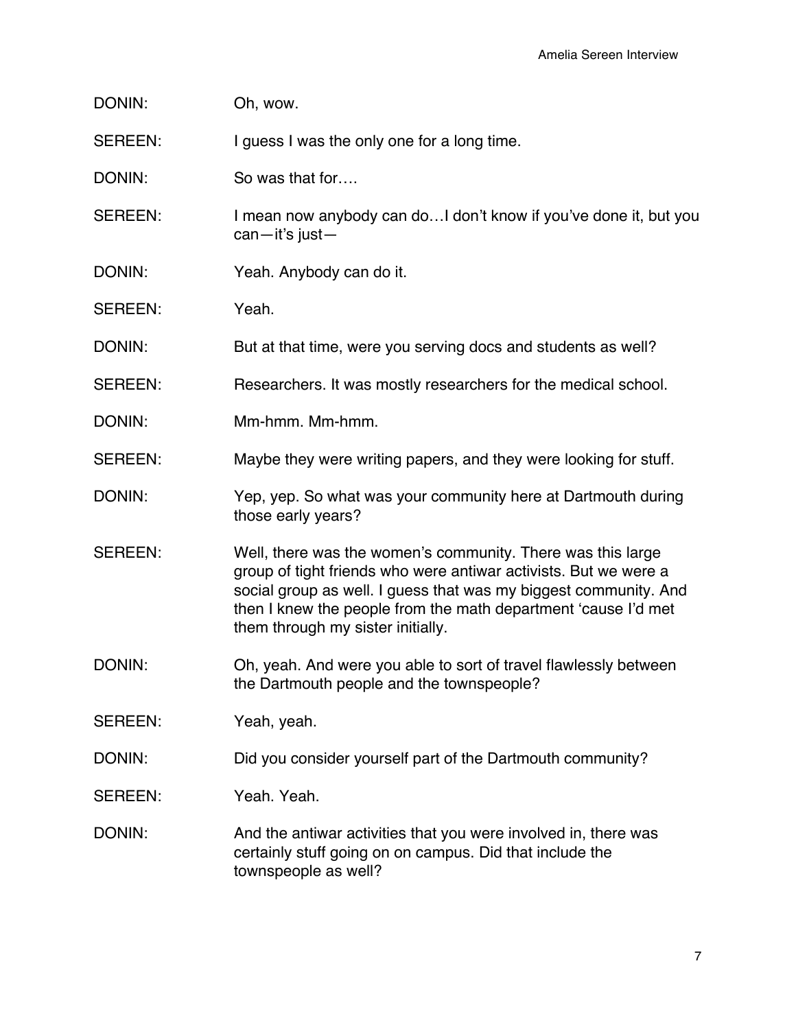DONIN: Oh, wow.

SEREEN: I guess I was the only one for a long time.

DONIN: So was that for….

SEREEN: I mean now anybody can do…I don't know if you've done it, but you can—it's just—

DONIN: Yeah. Anybody can do it.

SEREEN: Yeah.

DONIN: But at that time, were you serving docs and students as well?

SEREEN: Researchers. It was mostly researchers for the medical school.

DONIN: Mm-hmm. Mm-hmm.

SEREEN: Maybe they were writing papers, and they were looking for stuff.

DONIN: Yep, yep. So what was your community here at Dartmouth during those early years?

SEREEN: Well, there was the women's community. There was this large group of tight friends who were antiwar activists. But we were a social group as well. I guess that was my biggest community. And then I knew the people from the math department 'cause I'd met them through my sister initially.

DONIN: Oh, yeah. And were you able to sort of travel flawlessly between the Dartmouth people and the townspeople?

SEREEN: Yeah, yeah.

DONIN: Did you consider yourself part of the Dartmouth community?

SEREEN: Yeah. Yeah.

DONIN: And the antiwar activities that you were involved in, there was certainly stuff going on on campus. Did that include the townspeople as well?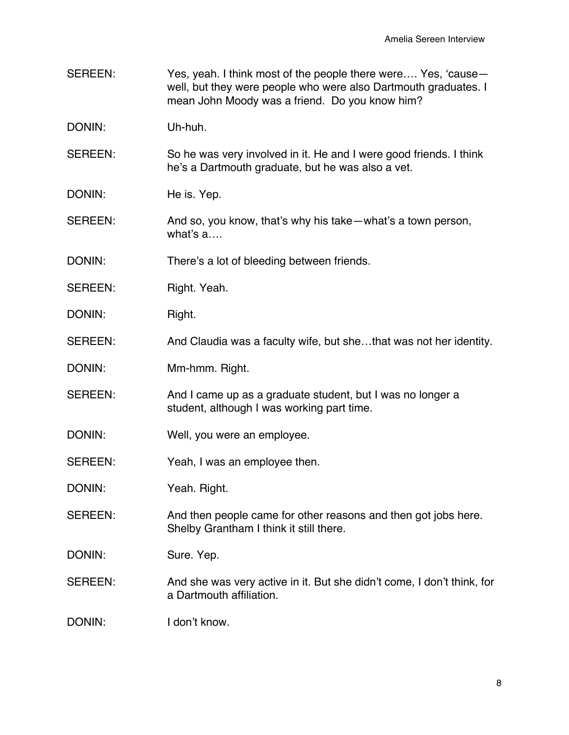SEREEN: Yes, yeah. I think most of the people there were…. Yes, 'cause—well, but they were people who were also Dartmouth graduates. I mean John Moody was a friend. Do you know him?

DONIN: Uh-huh.

SEREEN: So he was very involved in it. He and I were good friends. I think he's a Dartmouth graduate, but he was also a vet.

DONIN: He is. Yep.

SEREEN: And so, you know, that's why his take—what's a town person, what's a….

DONIN: There's a lot of bleeding between friends.

SEREEN: Right. Yeah.

DONIN: Right.

SEREEN: And Claudia was a faculty wife, but she…that was not her identity.

DONIN: Mm-hmm. Right.

SEREEN: And I came up as a graduate student, but I was no longer a student, although I was working part time.

DONIN: Well, you were an employee.

SEREEN: Yeah, I was an employee then.

DONIN: Yeah. Right.

SEREEN: And then people came for other reasons and then got jobs here. Shelby Grantham I think it still there.

DONIN: Sure. Yep.

SEREEN: And she was very active in it. But she didn't come, I don't think, for a Dartmouth affiliation.

DONIN: I don't know.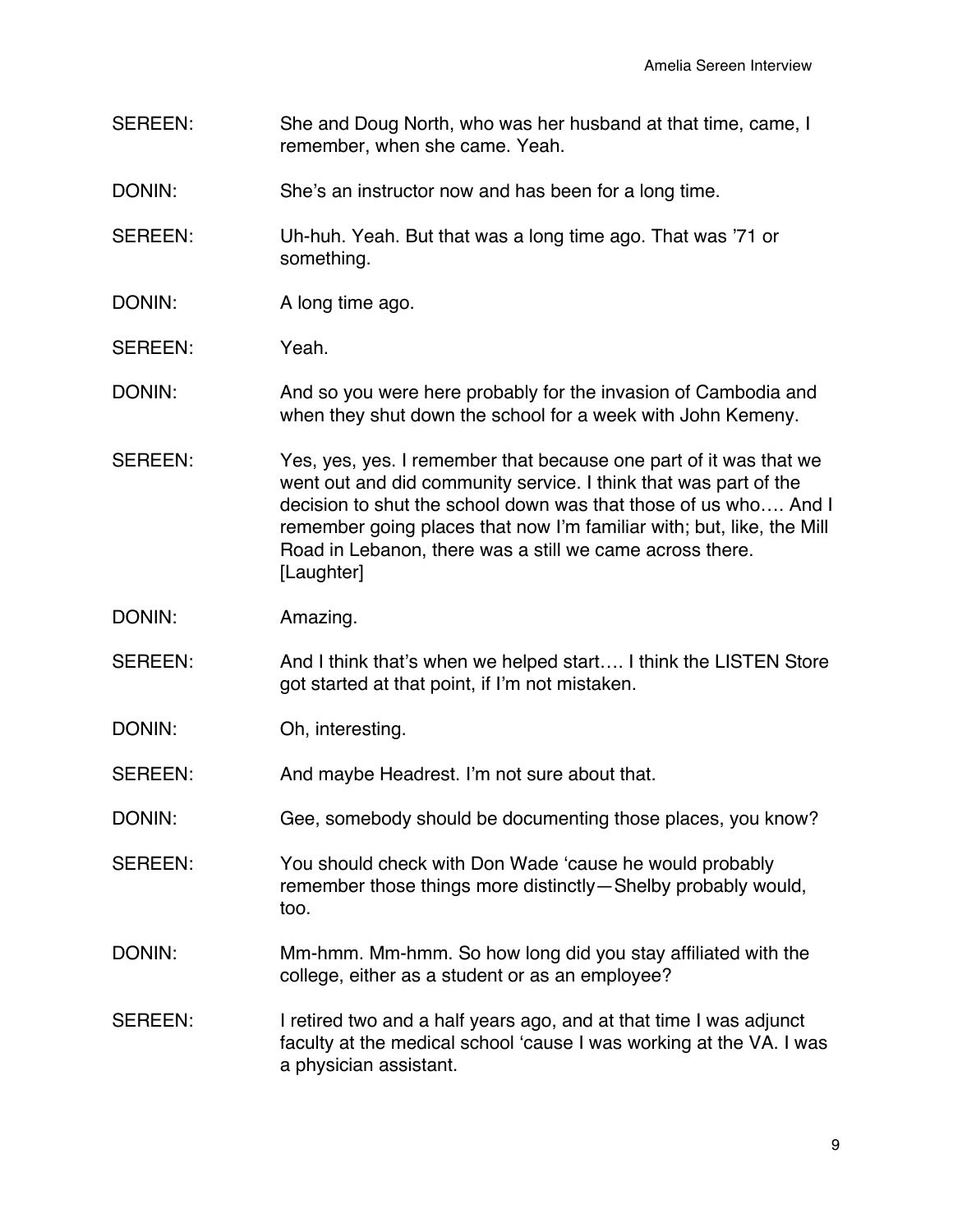SEREEN: She and Doug North, who was her husband at that time, came, I remember, when she came. Yeah.

DONIN: She's an instructor now and has been for a long time.

SEREEN: Uh-huh. Yeah. But that was a long time ago. That was '71 or something.

DONIN: A long time ago.

SEREEN: Yeah.

DONIN: And so you were here probably for the invasion of Cambodia and when they shut down the school for a week with John Kemeny.

SEREEN: Yes, yes, yes. I remember that because one part of it was that we went out and did community service. I think that was part of the decision to shut the school down was that those of us who…. And I remember going places that now I'm familiar with; but, like, the Mill Road in Lebanon, there was a still we came across there. [Laughter]

DONIN: Amazing.

SEREEN: And I think that's when we helped start…. I think the LISTEN Store got started at that point, if I'm not mistaken.

DONIN: Oh, interesting.

SEREEN: And maybe Headrest. I'm not sure about that.

DONIN: Gee, somebody should be documenting those places, you know?

SEREEN: You should check with Don Wade 'cause he would probably remember those things more distinctly—Shelby probably would, too.

DONIN: Mm-hmm. Mm-hmm. So how long did you stay affiliated with the college, either as a student or as an employee?

SEREEN: I retired two and a half years ago, and at that time I was adjunct faculty at the medical school 'cause I was working at the VA. I was a physician assistant.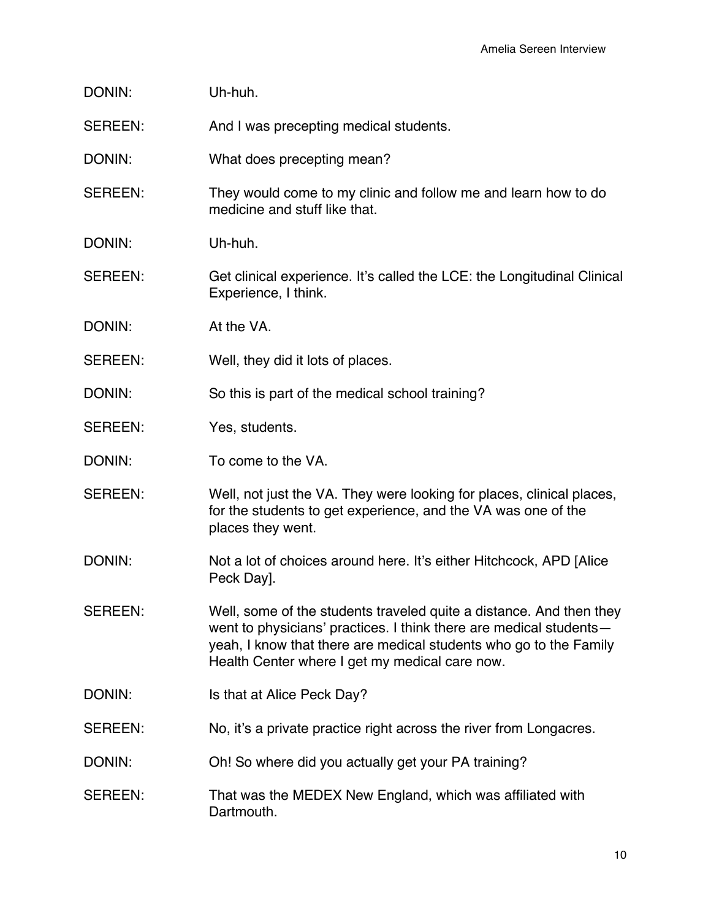DONIN: Uh-huh.

SEREEN: And I was precepting medical students.

DONIN: What does precepting mean?

SEREEN: They would come to my clinic and follow me and learn how to do medicine and stuff like that.

DONIN: Uh-huh.

SEREEN: Get clinical experience. It's called the LCE: the Longitudinal Clinical Experience, I think.

DONIN: At the VA.

SEREEN: Well, they did it lots of places.

DONIN: So this is part of the medical school training?

SEREEN: Yes, students.

DONIN: To come to the VA.

SEREEN: Well, not just the VA. They were looking for places, clinical places, for the students to get experience, and the VA was one of the places they went.

DONIN: Not a lot of choices around here. It's either Hitchcock, APD [Alice Peck Day].

SEREEN: Well, some of the students traveled quite a distance. And then they went to physicians' practices. I think there are medical students—yeah, I know that there are medical students who go to the Family Health Center where I get my medical care now.

DONIN: Is that at Alice Peck Day?

SEREEN: No, it's a private practice right across the river from Longacres.

DONIN: Oh! So where did you actually get your PA training?

SEREEN: That was the MEDEX New England, which was affiliated with Dartmouth.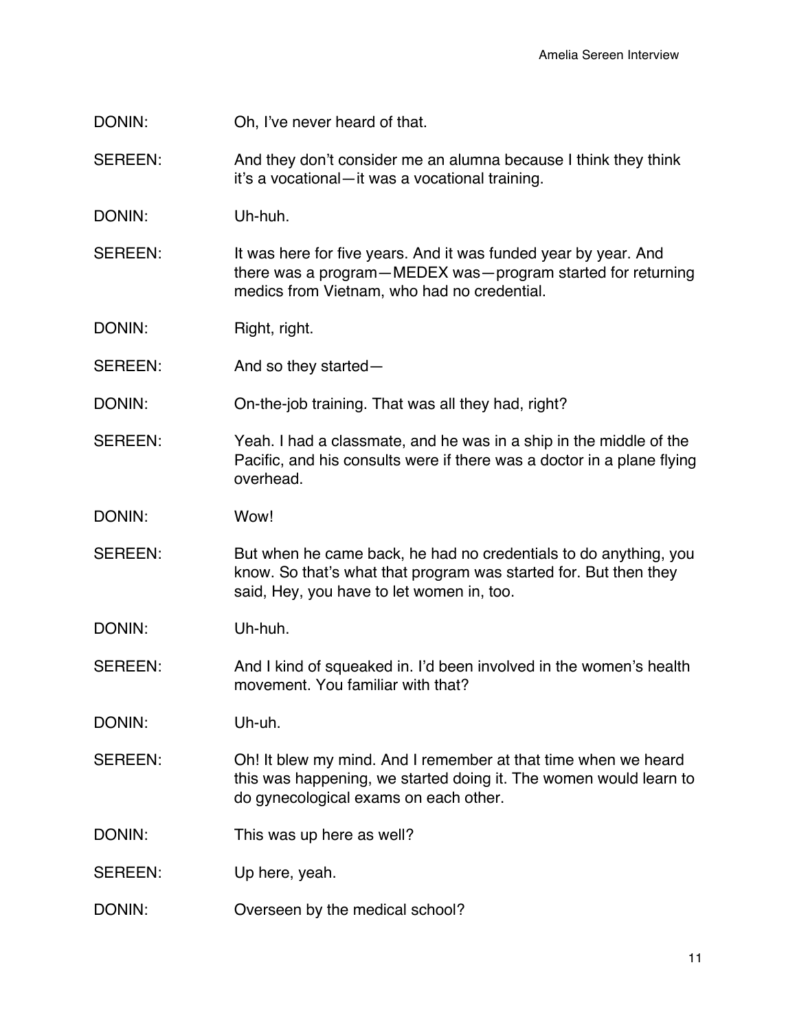DONIN: Oh, I've never heard of that.

SEREEN: And they don't consider me an alumna because I think they think it's a vocational—it was a vocational training.

DONIN: Uh-huh.

SEREEN: It was here for five years. And it was funded year by year. And there was a program—MEDEX was—program started for returning medics from Vietnam, who had no credential.

DONIN: Right, right.

SEREEN: And so they started—

DONIN: On-the-job training. That was all they had, right?

SEREEN: Yeah. I had a classmate, and he was in a ship in the middle of the Pacific, and his consults were if there was a doctor in a plane flying overhead.

DONIN: Wow!

SEREEN: But when he came back, he had no credentials to do anything, you know. So that's what that program was started for. But then they said, Hey, you have to let women in, too.

DONIN: Uh-huh.

SEREEN: And I kind of squeaked in. I'd been involved in the women's health movement. You familiar with that?

DONIN: Uh-uh.

SEREEN: Oh! It blew my mind. And I remember at that time when we heard this was happening, we started doing it. The women would learn to do gynecological exams on each other.

DONIN: This was up here as well?

SEREEN: Up here, yeah.

DONIN: Overseen by the medical school?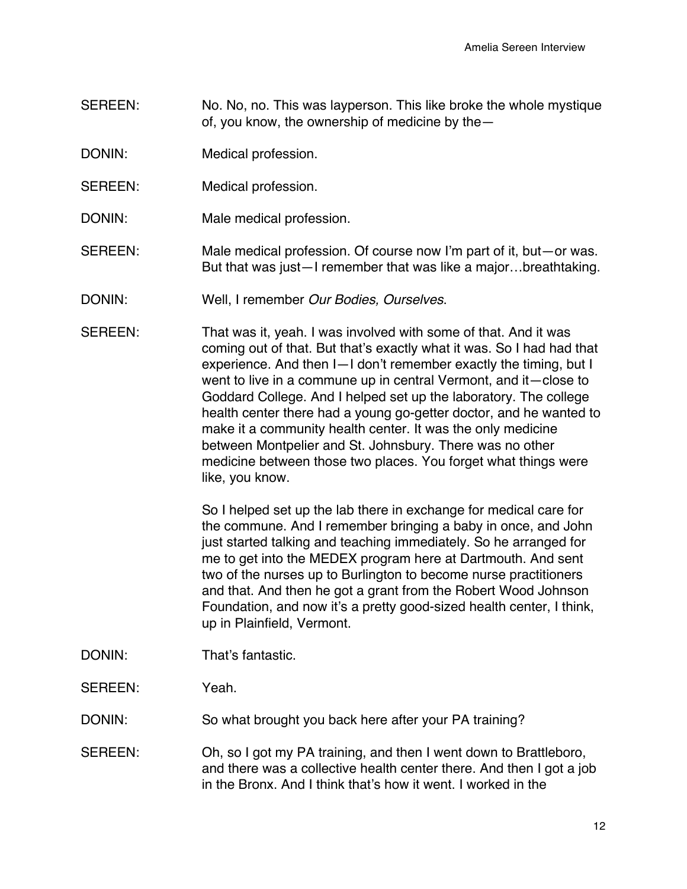SEREEN: No. No, no. This was layperson. This like broke the whole mystique of, you know, the ownership of medicine by the—

DONIN: Medical profession.

SEREEN: Medical profession.

DONIN: Male medical profession.

SEREEN: Male medical profession. Of course now I'm part of it, but—or was. But that was just—I remember that was like a major…breathtaking.

DONIN: Well, I remember *Our Bodies, Ourselves*.

SEREEN: That was it, yeah. I was involved with some of that. And it was coming out of that. But that's exactly what it was. So I had had that experience. And then I—I don't remember exactly the timing, but I went to live in a commune up in central Vermont, and it—close to Goddard College. And I helped set up the laboratory. The college health center there had a young go-getter doctor, and he wanted to make it a community health center. It was the only medicine between Montpelier and St. Johnsbury. There was no other medicine between those two places. You forget what things were like, you know.

So I helped set up the lab there in exchange for medical care for the commune. And I remember bringing a baby in once, and John just started talking and teaching immediately. So he arranged for me to get into the MEDEX program here at Dartmouth. And sent two of the nurses up to Burlington to become nurse practitioners and that. And then he got a grant from the Robert Wood Johnson Foundation, and now it's a pretty good-sized health center, I think, up in Plainfield, Vermont.

DONIN: That's fantastic.

SEREEN: Yeah.

DONIN: So what brought you back here after your PA training?

SEREEN: Oh, so I got my PA training, and then I went down to Brattleboro, and there was a collective health center there. And then I got a job in the Bronx. And I think that's how it went. I worked in the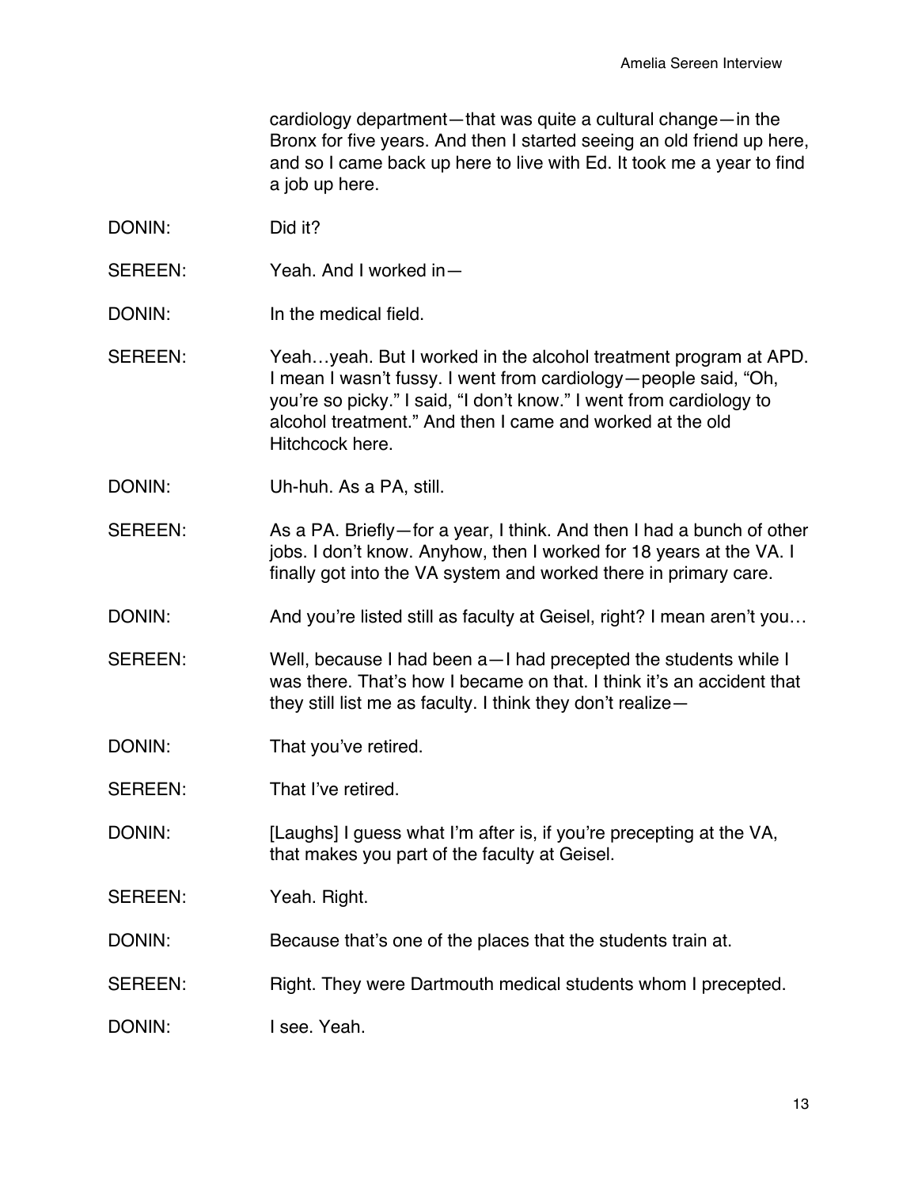cardiology department—that was quite a cultural change—in the Bronx for five years. And then I started seeing an old friend up here, and so I came back up here to live with Ed. It took me a year to find a job up here.

DONIN: Did it?

SEREEN: Yeah. And I worked in—

DONIN: In the medical field.

SEREEN: Yeah…yeah. But I worked in the alcohol treatment program at APD. I mean I wasn't fussy. I went from cardiology—people said, "Oh, you're so picky." I said, "I don't know." I went from cardiology to alcohol treatment." And then I came and worked at the old Hitchcock here.

DONIN: Uh-huh. As a PA, still.

SEREEN: As a PA. Briefly—for a year, I think. And then I had a bunch of other jobs. I don't know. Anyhow, then I worked for 18 years at the VA. I finally got into the VA system and worked there in primary care.

DONIN: And you're listed still as faculty at Geisel, right? I mean aren't you…

SEREEN: Well, because I had been a—I had precepted the students while I was there. That's how I became on that. I think it's an accident that they still list me as faculty. I think they don't realize—

DONIN: That you've retired.

SEREEN: That I've retired.

DONIN: [Laughs] I guess what I'm after is, if you're precepting at the VA, that makes you part of the faculty at Geisel.

SEREEN: Yeah. Right.

DONIN: Because that's one of the places that the students train at.

SEREEN: Right. They were Dartmouth medical students whom I precepted.

DONIN: I see. Yeah.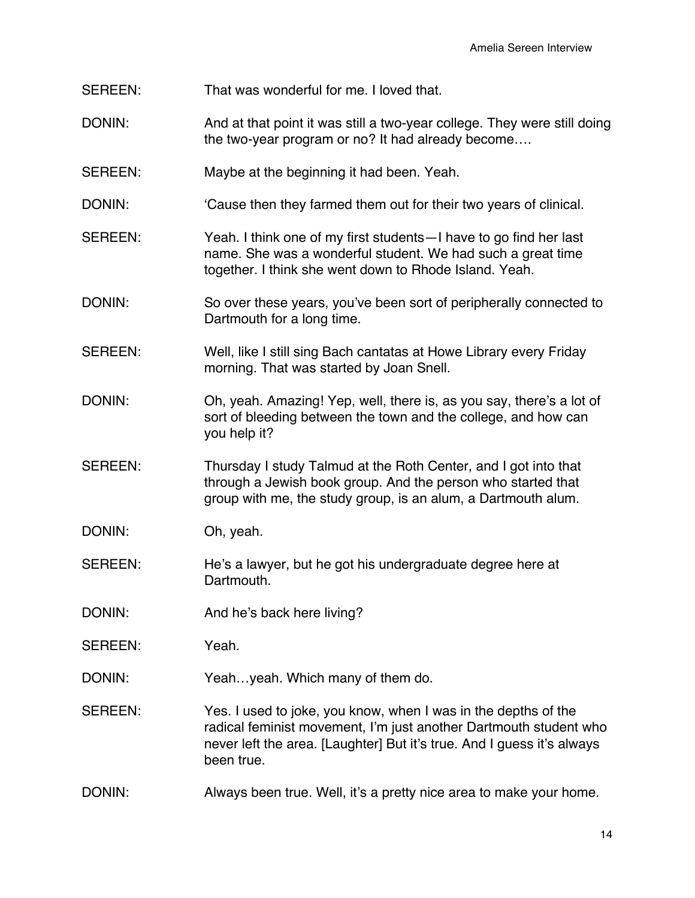SEREEN: That was wonderful for me. I loved that.

DONIN: And at that point it was still a two-year college. They were still doing the two-year program or no? It had already become….

SEREEN: Maybe at the beginning it had been. Yeah.

DONIN: 'Cause then they farmed them out for their two years of clinical.

SEREEN: Yeah. I think one of my first students—I have to go find her last name. She was a wonderful student. We had such a great time together. I think she went down to Rhode Island. Yeah.

DONIN: So over these years, you've been sort of peripherally connected to Dartmouth for a long time.

SEREEN: Well, like I still sing Bach cantatas at Howe Library every Friday morning. That was started by Joan Snell.

DONIN: Oh, yeah. Amazing! Yep, well, there is, as you say, there's a lot of sort of bleeding between the town and the college, and how can you help it?

SEREEN: Thursday I study Talmud at the Roth Center, and I got into that through a Jewish book group. And the person who started that group with me, the study group, is an alum, a Dartmouth alum.

DONIN: Oh, yeah.

SEREEN: He's a lawyer, but he got his undergraduate degree here at Dartmouth.

DONIN: And he's back here living?

SEREEN: Yeah.

DONIN: Yeah…yeah. Which many of them do.

SEREEN: Yes. I used to joke, you know, when I was in the depths of the radical feminist movement, I'm just another Dartmouth student who never left the area. [Laughter] But it's true. And I guess it's always been true.

DONIN: Always been true. Well, it's a pretty nice area to make your home.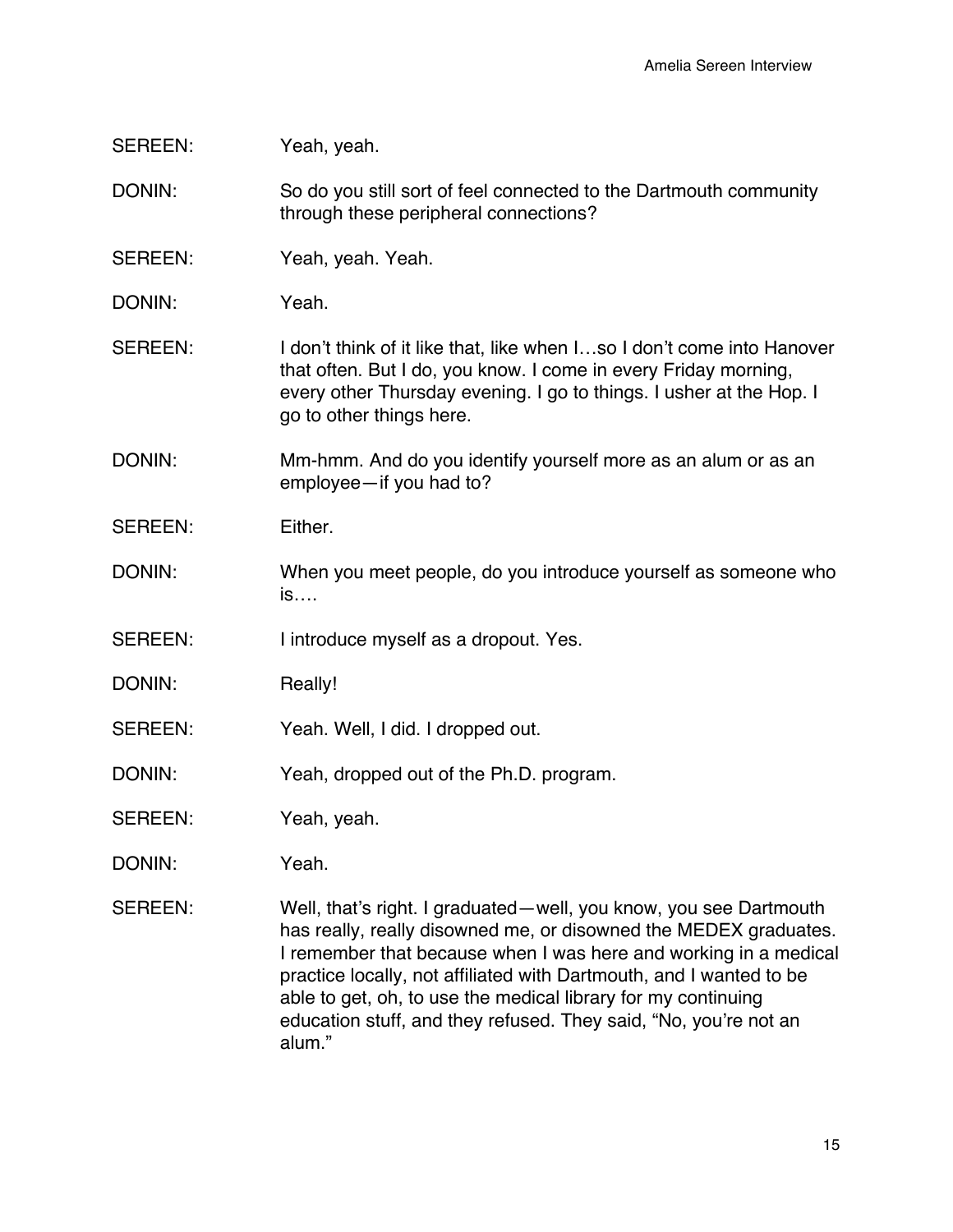SEREEN: Yeah, yeah.

DONIN: So do you still sort of feel connected to the Dartmouth community through these peripheral connections?

SEREEN: Yeah, yeah. Yeah.

DONIN: Yeah.

SEREEN: I don't think of it like that, like when I…so I don't come into Hanover that often. But I do, you know. I come in every Friday morning, every other Thursday evening. I go to things. I usher at the Hop. I go to other things here.

DONIN: Mm-hmm. And do you identify yourself more as an alum or as an employee—if you had to?

SEREEN: Either.

DONIN: When you meet people, do you introduce yourself as someone who is….

SEREEN: I introduce myself as a dropout. Yes.

DONIN: Really!

SEREEN: Yeah. Well, I did. I dropped out.

DONIN: Yeah, dropped out of the Ph.D. program.

SEREEN: Yeah, yeah.

DONIN: Yeah.

SEREEN: Well, that's right. I graduated—well, you know, you see Dartmouth has really, really disowned me, or disowned the MEDEX graduates. I remember that because when I was here and working in a medical practice locally, not affiliated with Dartmouth, and I wanted to be able to get, oh, to use the medical library for my continuing education stuff, and they refused. They said, "No, you're not an alum."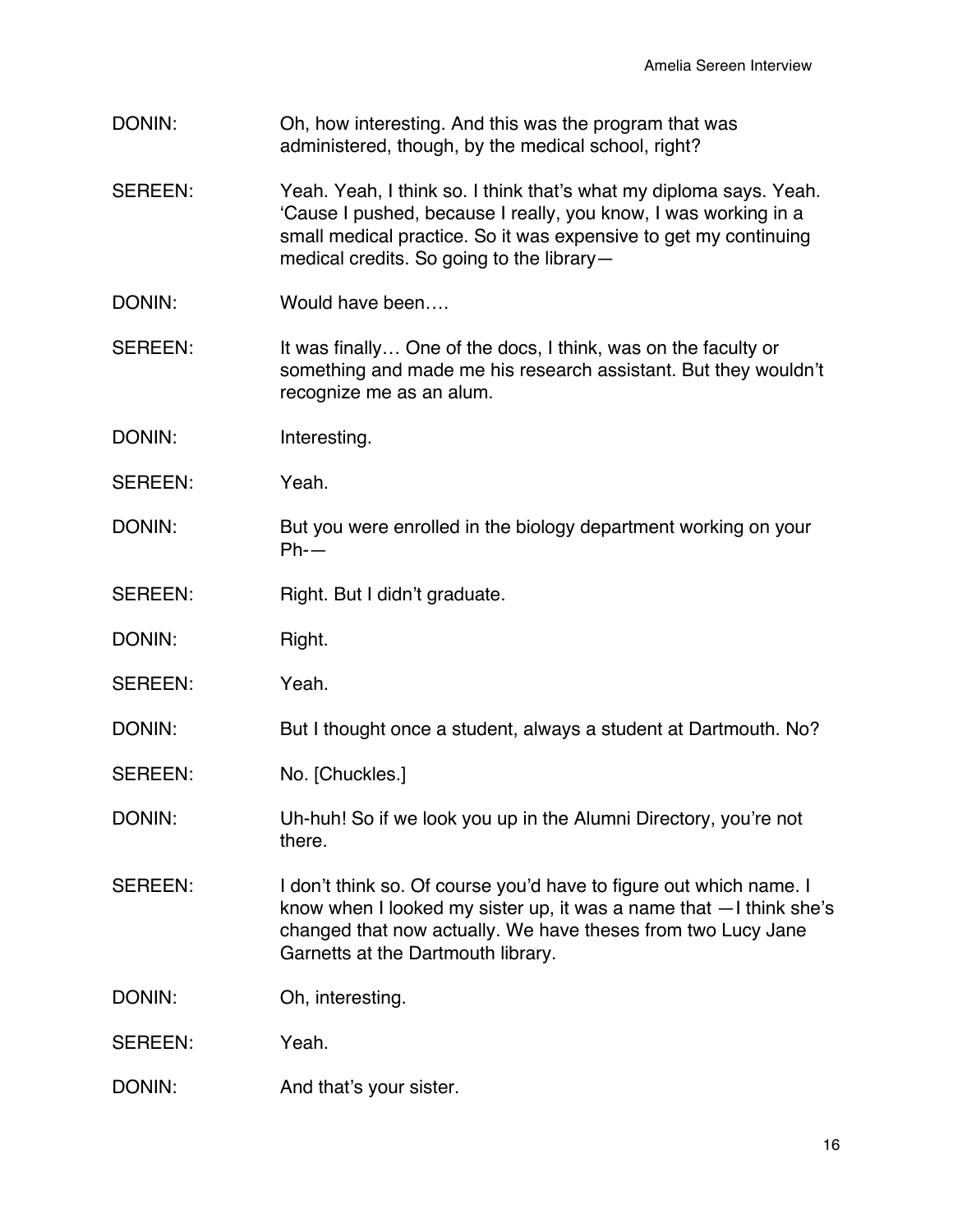DONIN: Oh, how interesting. And this was the program that was administered, though, by the medical school, right?

SEREEN: Yeah. Yeah, I think so. I think that's what my diploma says. Yeah. 'Cause I pushed, because I really, you know, I was working in a small medical practice. So it was expensive to get my continuing medical credits. So going to the library—

DONIN: Would have been….

SEREEN: It was finally… One of the docs, I think, was on the faculty or something and made me his research assistant. But they wouldn't recognize me as an alum.

DONIN: Interesting.

SEREEN: Yeah.

DONIN: But you were enrolled in the biology department working on your Ph-—

SEREEN: Right. But I didn't graduate.

DONIN: Right.

SEREEN: Yeah.

DONIN: But I thought once a student, always a student at Dartmouth. No?

SEREEN: No. [Chuckles.]

DONIN: Uh-huh! So if we look you up in the Alumni Directory, you're not there.

SEREEN: I don't think so. Of course you'd have to figure out which name. I know when I looked my sister up, it was a name that —I think she's changed that now actually. We have theses from two Lucy Jane Garnetts at the Dartmouth library.

DONIN: Oh, interesting.

SEREEN: Yeah.

DONIN: And that's your sister.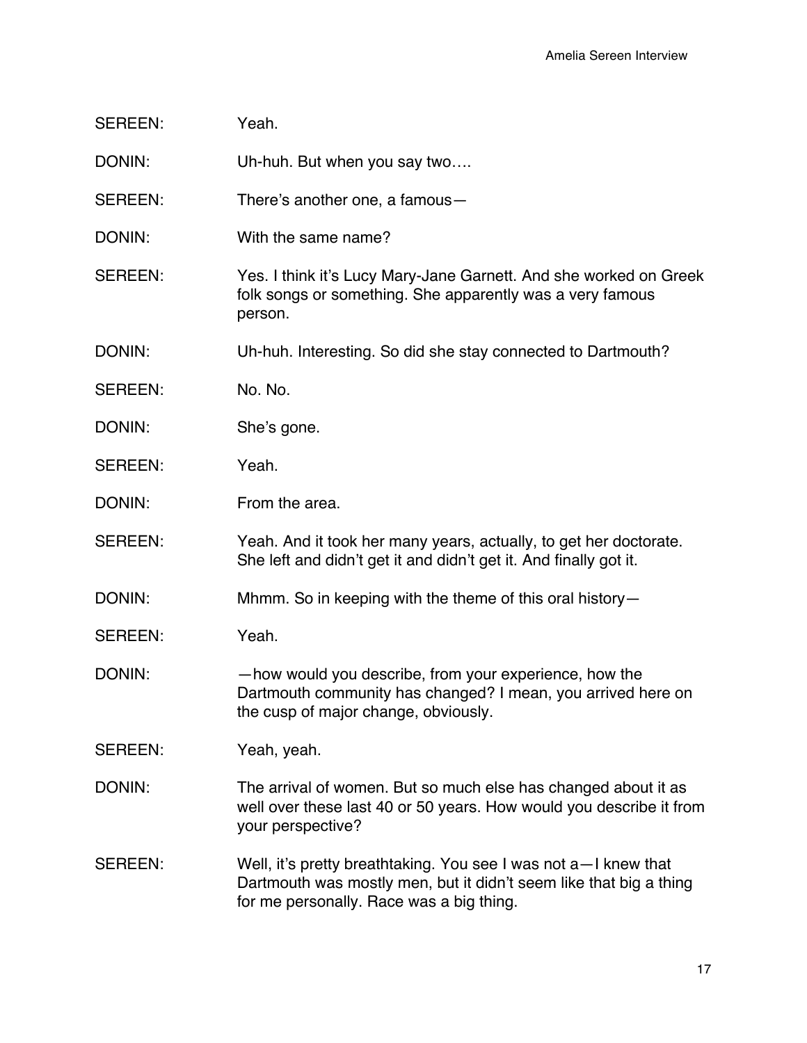SEREEN: Yeah.

DONIN: Uh-huh. But when you say two….

SEREEN: There's another one, a famous—

DONIN: With the same name?

SEREEN: Yes. I think it's Lucy Mary-Jane Garnett. And she worked on Greek folk songs or something. She apparently was a very famous person.

DONIN: Uh-huh. Interesting. So did she stay connected to Dartmouth?

SEREEN: No. No.

DONIN: She's gone.

SEREEN: Yeah.

DONIN: From the area.

SEREEN: Yeah. And it took her many years, actually, to get her doctorate. She left and didn't get it and didn't get it. And finally got it.

DONIN: Mhmm. So in keeping with the theme of this oral history—

SEREEN: Yeah.

DONIN: —how would you describe, from your experience, how the Dartmouth community has changed? I mean, you arrived here on the cusp of major change, obviously.

SEREEN: Yeah, yeah.

DONIN: The arrival of women. But so much else has changed about it as well over these last 40 or 50 years. How would you describe it from your perspective?

SEREEN: Well, it's pretty breathtaking. You see I was not a—I knew that Dartmouth was mostly men, but it didn't seem like that big a thing for me personally. Race was a big thing.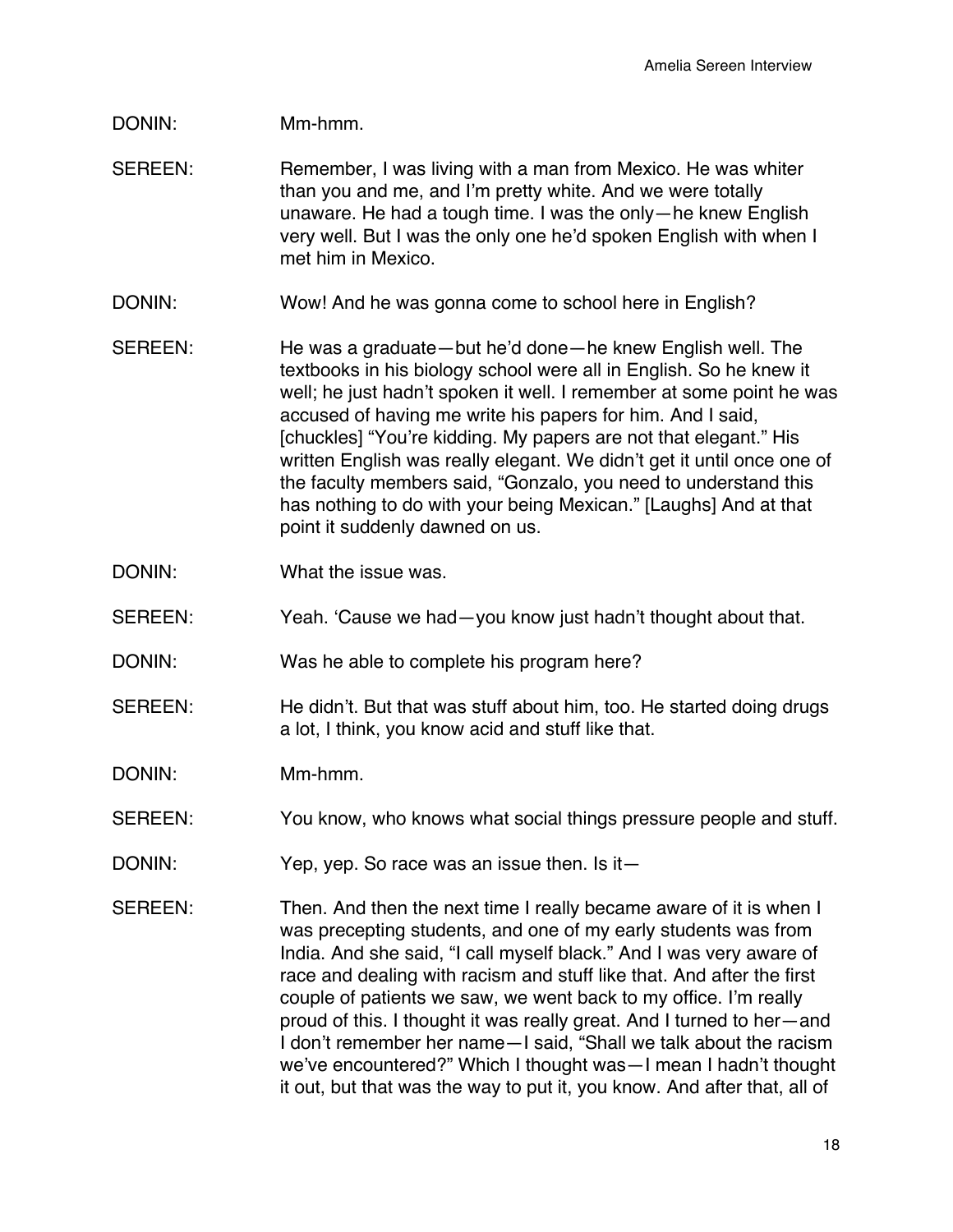DONIN: Mm-hmm.

SEREEN: Remember, I was living with a man from Mexico. He was whiter than you and me, and I'm pretty white. And we were totally unaware. He had a tough time. I was the only—he knew English very well. But I was the only one he'd spoken English with when I met him in Mexico.

DONIN: Wow! And he was gonna come to school here in English?

SEREEN: He was a graduate—but he'd done—he knew English well. The textbooks in his biology school were all in English. So he knew it well; he just hadn't spoken it well. I remember at some point he was accused of having me write his papers for him. And I said, [chuckles] "You're kidding. My papers are not that elegant." His written English was really elegant. We didn't get it until once one of the faculty members said, "Gonzalo, you need to understand this has nothing to do with your being Mexican." [Laughs] And at that point it suddenly dawned on us.

DONIN: What the issue was.

SEREEN: Yeah. 'Cause we had—you know just hadn't thought about that.

DONIN: Was he able to complete his program here?

SEREEN: He didn't. But that was stuff about him, too. He started doing drugs a lot, I think, you know acid and stuff like that.

DONIN: Mm-hmm.

SEREEN: You know, who knows what social things pressure people and stuff.

DONIN: Yep, yep. So race was an issue then. Is it—

SEREEN: Then. And then the next time I really became aware of it is when I was precepting students, and one of my early students was from India. And she said, "I call myself black." And I was very aware of race and dealing with racism and stuff like that. And after the first couple of patients we saw, we went back to my office. I'm really proud of this. I thought it was really great. And I turned to her—and I don't remember her name—I said, "Shall we talk about the racism we've encountered?" Which I thought was—I mean I hadn't thought it out, but that was the way to put it, you know. And after that, all of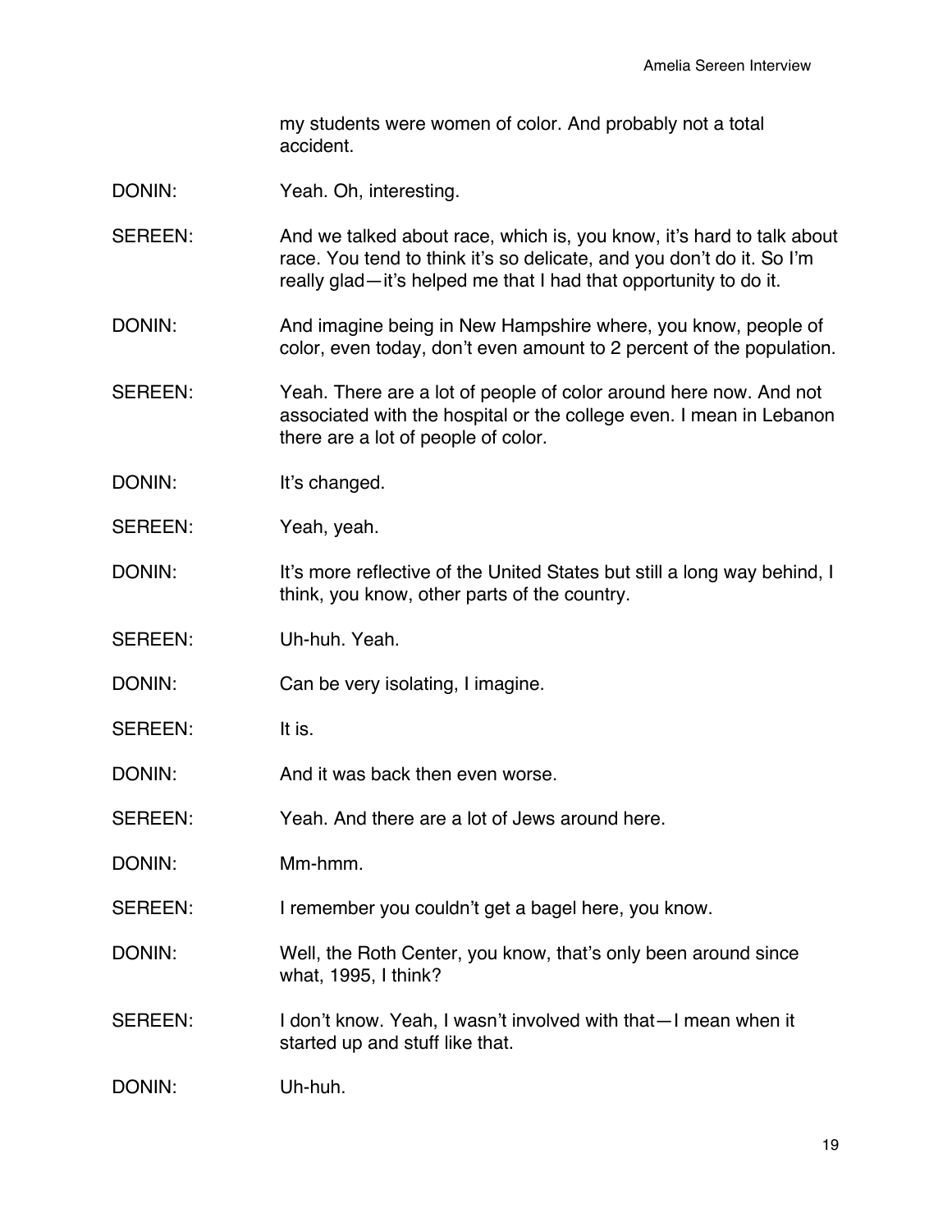my students were women of color. And probably not a total accident.

DONIN: Yeah. Oh, interesting.

SEREEN: And we talked about race, which is, you know, it's hard to talk about race. You tend to think it's so delicate, and you don't do it. So I'm really glad—it's helped me that I had that opportunity to do it.

DONIN: And imagine being in New Hampshire where, you know, people of color, even today, don't even amount to 2 percent of the population.

SEREEN: Yeah. There are a lot of people of color around here now. And not associated with the hospital or the college even. I mean in Lebanon there are a lot of people of color.

DONIN: It's changed.

SEREEN: Yeah, yeah.

DONIN: It's more reflective of the United States but still a long way behind, I think, you know, other parts of the country.

SEREEN: Uh-huh. Yeah.

DONIN: Can be very isolating, I imagine.

SEREEN: It is.

DONIN: And it was back then even worse.

SEREEN: Yeah. And there are a lot of Jews around here.

DONIN: Mm-hmm.

SEREEN: I remember you couldn't get a bagel here, you know.

DONIN: Well, the Roth Center, you know, that's only been around since what, 1995, I think?

SEREEN: I don't know. Yeah, I wasn't involved with that—I mean when it started up and stuff like that.

DONIN: Uh-huh.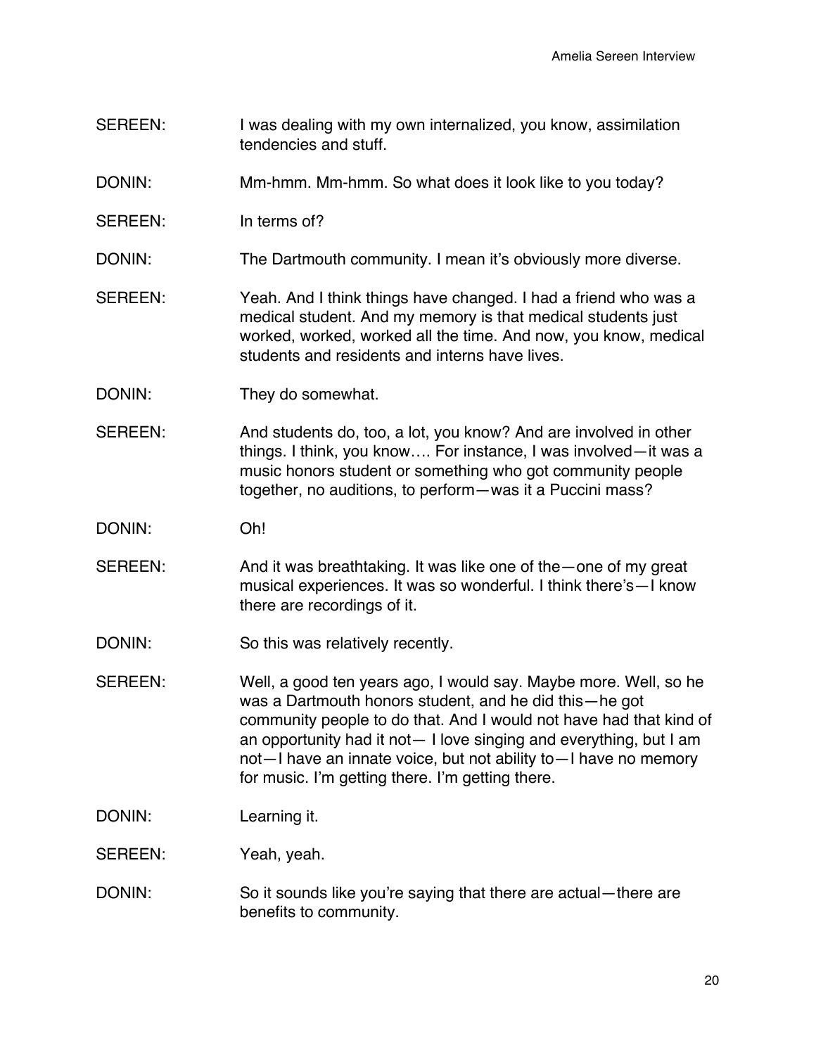SEREEN: I was dealing with my own internalized, you know, assimilation tendencies and stuff.

DONIN: Mm-hmm. Mm-hmm. So what does it look like to you today?

SEREEN: In terms of?

DONIN: The Dartmouth community. I mean it's obviously more diverse.

SEREEN: Yeah. And I think things have changed. I had a friend who was a medical student. And my memory is that medical students just worked, worked, worked all the time. And now, you know, medical students and residents and interns have lives.

DONIN: They do somewhat.

SEREEN: And students do, too, a lot, you know? And are involved in other things. I think, you know…. For instance, I was involved—it was a music honors student or something who got community people together, no auditions, to perform—was it a Puccini mass?

DONIN: Oh!

SEREEN: And it was breathtaking. It was like one of the—one of my great musical experiences. It was so wonderful. I think there's—I know there are recordings of it.

DONIN: So this was relatively recently.

SEREEN: Well, a good ten years ago, I would say. Maybe more. Well, so he was a Dartmouth honors student, and he did this—he got community people to do that. And I would not have had that kind of an opportunity had it not— I love singing and everything, but I am not—I have an innate voice, but not ability to—I have no memory for music. I'm getting there. I'm getting there.

DONIN: Learning it.

SEREEN: Yeah, yeah.

DONIN: So it sounds like you're saying that there are actual—there are benefits to community.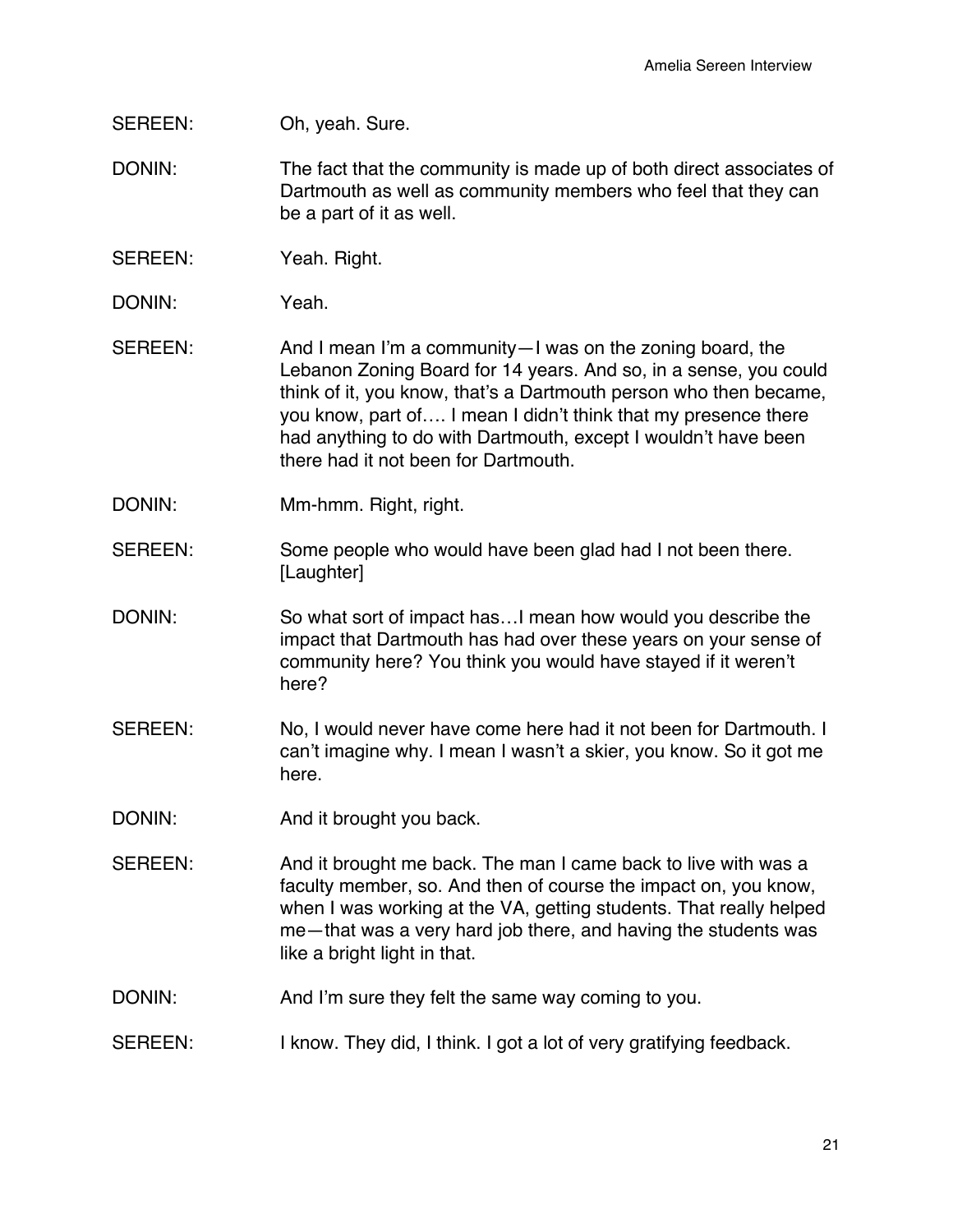SEREEN: Oh, yeah. Sure.

DONIN: The fact that the community is made up of both direct associates of Dartmouth as well as community members who feel that they can be a part of it as well.

SEREEN: Yeah. Right.

DONIN: Yeah.

SEREEN: And I mean I'm a community—I was on the zoning board, the Lebanon Zoning Board for 14 years. And so, in a sense, you could think of it, you know, that's a Dartmouth person who then became, you know, part of…. I mean I didn't think that my presence there had anything to do with Dartmouth, except I wouldn't have been there had it not been for Dartmouth.

DONIN: Mm-hmm. Right, right.

SEREEN: Some people who would have been glad had I not been there. [Laughter]

DONIN: So what sort of impact has…I mean how would you describe the impact that Dartmouth has had over these years on your sense of community here? You think you would have stayed if it weren't here?

SEREEN: No, I would never have come here had it not been for Dartmouth. I can't imagine why. I mean I wasn't a skier, you know. So it got me here.

DONIN: And it brought you back.

SEREEN: And it brought me back. The man I came back to live with was a faculty member, so. And then of course the impact on, you know, when I was working at the VA, getting students. That really helped me—that was a very hard job there, and having the students was like a bright light in that.

DONIN: And I'm sure they felt the same way coming to you.

SEREEN: I know. They did, I think. I got a lot of very gratifying feedback.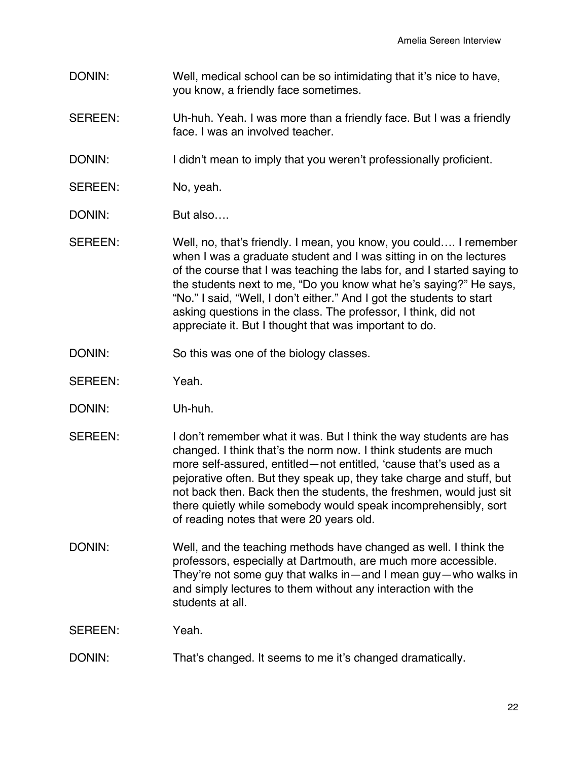DONIN: Well, medical school can be so intimidating that it's nice to have, you know, a friendly face sometimes.

SEREEN: Uh-huh. Yeah. I was more than a friendly face. But I was a friendly face. I was an involved teacher.

DONIN: I didn't mean to imply that you weren't professionally proficient.

SEREEN: No, yeah.

DONIN: But also….

SEREEN: Well, no, that's friendly. I mean, you know, you could…. I remember when I was a graduate student and I was sitting in on the lectures of the course that I was teaching the labs for, and I started saying to the students next to me, "Do you know what he's saying?" He says, "No." I said, "Well, I don't either." And I got the students to start asking questions in the class. The professor, I think, did not appreciate it. But I thought that was important to do.

DONIN: So this was one of the biology classes.

SEREEN: Yeah.

DONIN: Uh-huh.

SEREEN: I don't remember what it was. But I think the way students are has changed. I think that's the norm now. I think students are much more self-assured, entitled—not entitled, 'cause that's used as a pejorative often. But they speak up, they take charge and stuff, but not back then. Back then the students, the freshmen, would just sit there quietly while somebody would speak incomprehensibly, sort of reading notes that were 20 years old.

DONIN: Well, and the teaching methods have changed as well. I think the professors, especially at Dartmouth, are much more accessible. They're not some guy that walks in—and I mean guy—who walks in and simply lectures to them without any interaction with the students at all.

SEREEN: Yeah.

DONIN: That's changed. It seems to me it's changed dramatically.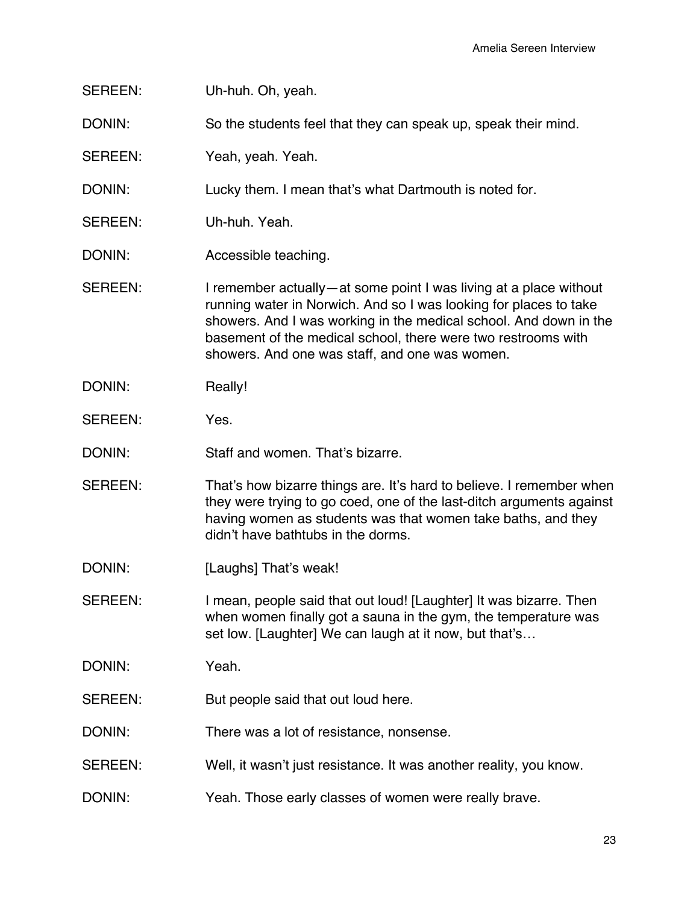SEREEN: Uh-huh. Oh, yeah.

DONIN: So the students feel that they can speak up, speak their mind.

SEREEN: Yeah, yeah. Yeah.

DONIN: Lucky them. I mean that's what Dartmouth is noted for.

SEREEN: Uh-huh. Yeah.

DONIN: Accessible teaching.

SEREEN: I remember actually—at some point I was living at a place without running water in Norwich. And so I was looking for places to take showers. And I was working in the medical school. And down in the basement of the medical school, there were two restrooms with showers. And one was staff, and one was women.

DONIN: Really!

SEREEN: Yes.

DONIN: Staff and women. That's bizarre.

SEREEN: That's how bizarre things are. It's hard to believe. I remember when they were trying to go coed, one of the last-ditch arguments against having women as students was that women take baths, and they didn't have bathtubs in the dorms.

DONIN: [Laughs] That's weak!

SEREEN: I mean, people said that out loud! [Laughter] It was bizarre. Then when women finally got a sauna in the gym, the temperature was set low. [Laughter] We can laugh at it now, but that's…

DONIN: Yeah.

SEREEN: But people said that out loud here.

DONIN: There was a lot of resistance, nonsense.

SEREEN: Well, it wasn't just resistance. It was another reality, you know.

DONIN: Yeah. Those early classes of women were really brave.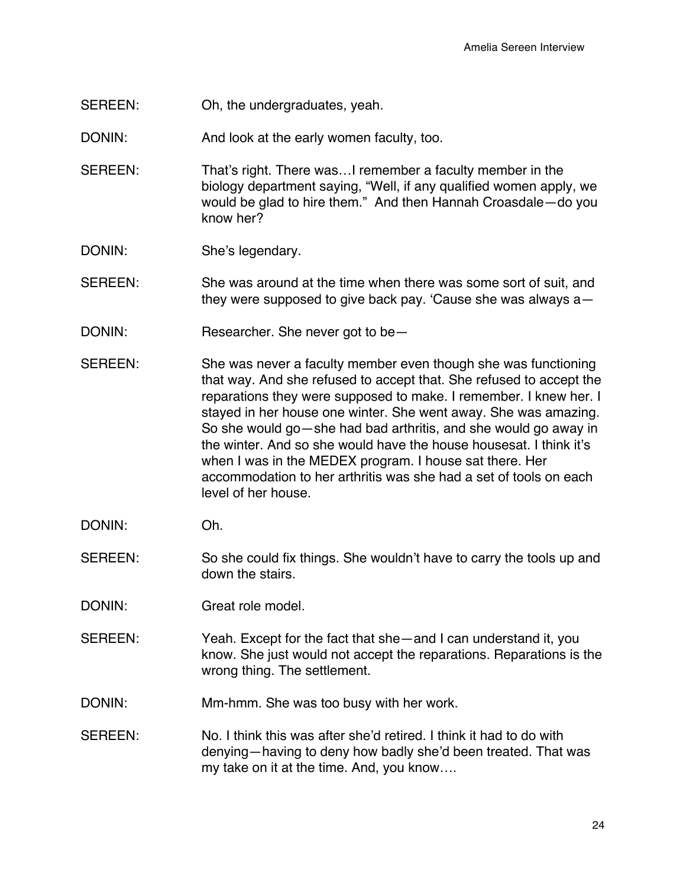SEREEN: Oh, the undergraduates, yeah.

DONIN: And look at the early women faculty, too.

SEREEN: That's right. There was…I remember a faculty member in the biology department saying, "Well, if any qualified women apply, we would be glad to hire them." And then Hannah Croasdale—do you know her?

DONIN: She's legendary.

SEREEN: She was around at the time when there was some sort of suit, and they were supposed to give back pay. 'Cause she was always a—

DONIN: Researcher. She never got to be—

SEREEN: She was never a faculty member even though she was functioning that way. And she refused to accept that. She refused to accept the reparations they were supposed to make. I remember. I knew her. I stayed in her house one winter. She went away. She was amazing. So she would go—she had bad arthritis, and she would go away in the winter. And so she would have the house housesat. I think it's when I was in the MEDEX program. I house sat there. Her accommodation to her arthritis was she had a set of tools on each level of her house.

DONIN: Oh.

SEREEN: So she could fix things. She wouldn't have to carry the tools up and down the stairs.

DONIN: Great role model.

SEREEN: Yeah. Except for the fact that she—and I can understand it, you know. She just would not accept the reparations. Reparations is the wrong thing. The settlement.

DONIN: Mm-hmm. She was too busy with her work.

SEREEN: No. I think this was after she'd retired. I think it had to do with denying—having to deny how badly she'd been treated. That was my take on it at the time. And, you know….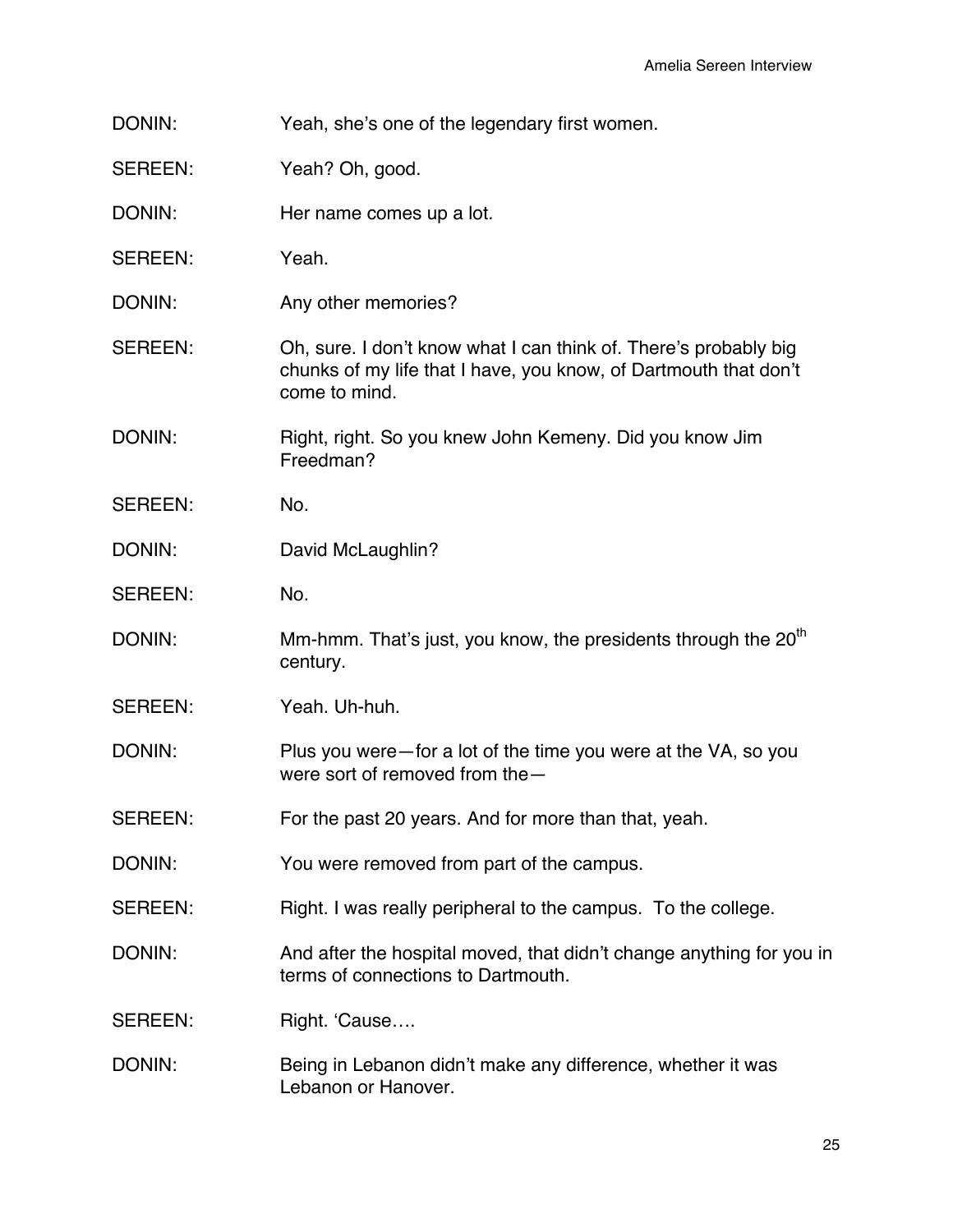DONIN: Yeah, she's one of the legendary first women.

SEREEN: Yeah? Oh, good.

DONIN: Her name comes up a lot.

SEREEN: Yeah.

DONIN: Any other memories?

SEREEN: Oh, sure. I don't know what I can think of. There's probably big chunks of my life that I have, you know, of Dartmouth that don't come to mind.

DONIN: Right, right. So you knew John Kemeny. Did you know Jim Freedman?

SEREEN: No.

DONIN: David McLaughlin?

SEREEN: No.

DONIN: Mm-hmm. That's just, you know, the presidents through the 20th century.

SEREEN: Yeah. Uh-huh.

DONIN: Plus you were—for a lot of the time you were at the VA, so you were sort of removed from the—

SEREEN: For the past 20 years. And for more than that, yeah.

DONIN: You were removed from part of the campus.

SEREEN: Right. I was really peripheral to the campus. To the college.

DONIN: And after the hospital moved, that didn't change anything for you in terms of connections to Dartmouth.

SEREEN: Right. 'Cause….

DONIN: Being in Lebanon didn't make any difference, whether it was Lebanon or Hanover.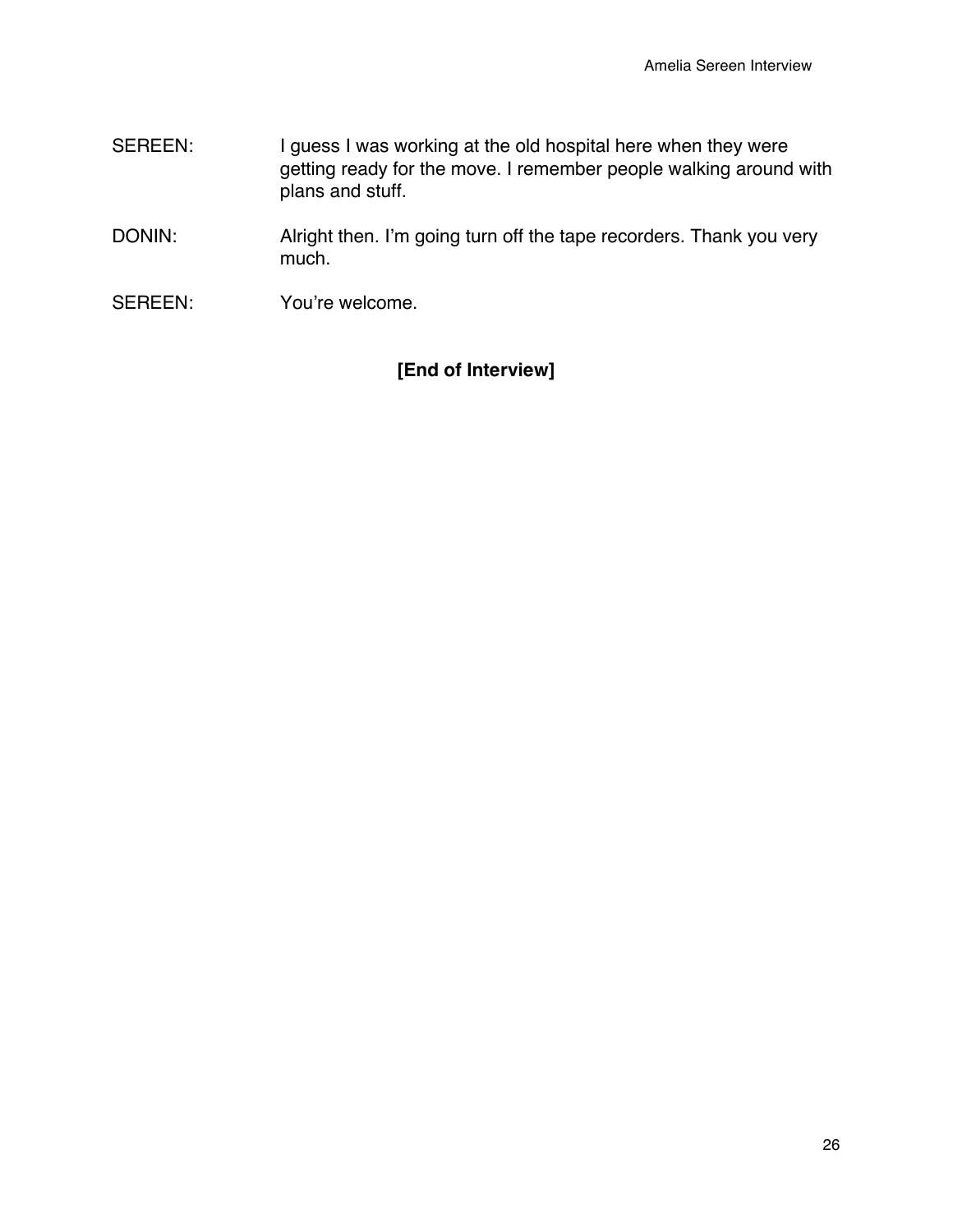SEREEN: I guess I was working at the old hospital here when they were getting ready for the move. I remember people walking around with plans and stuff.

DONIN: Alright then. I'm going turn off the tape recorders. Thank you very much.

SEREEN: You're welcome.

**[End of Interview]**